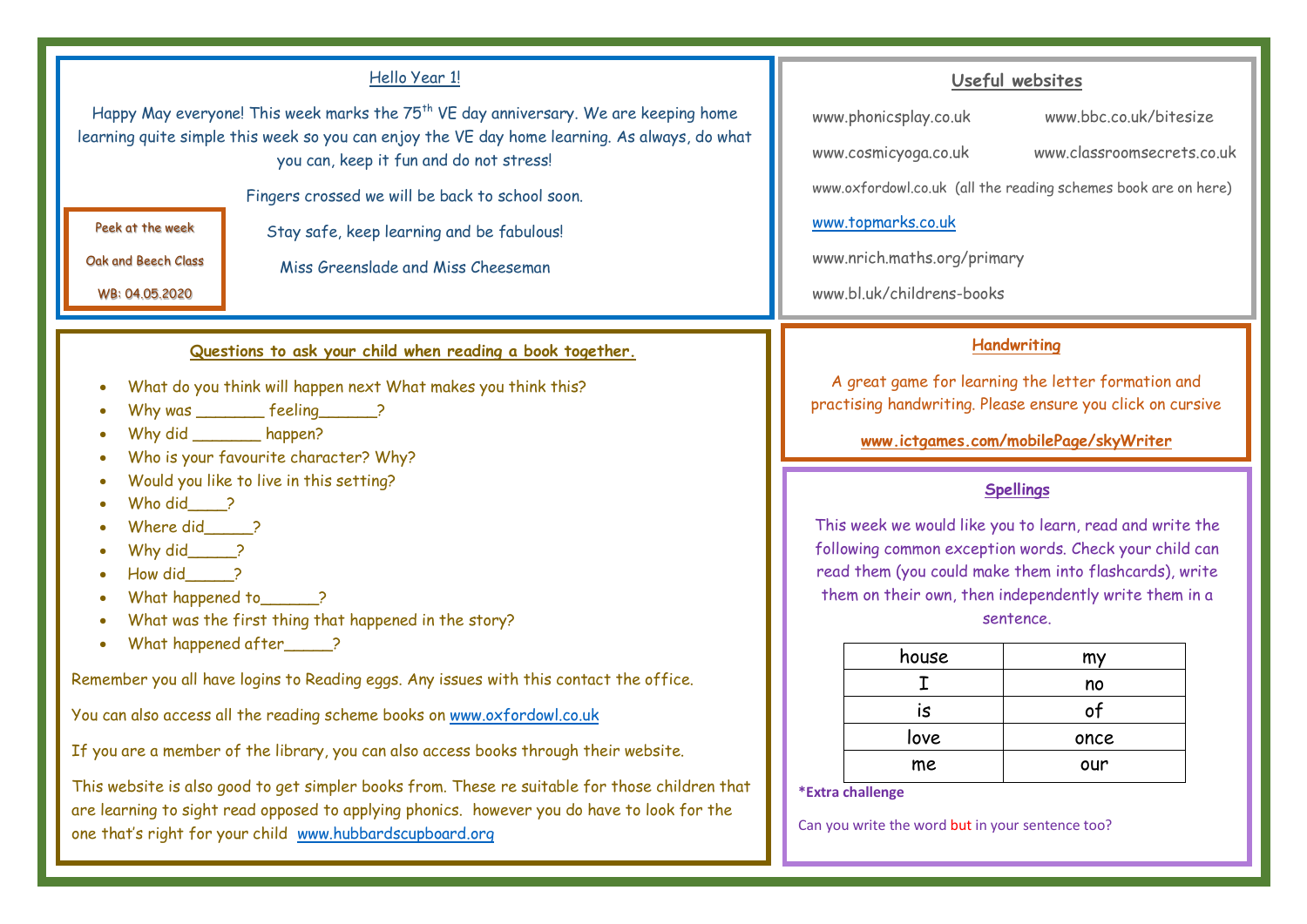## Hello Year 1!

Happy May everyone! This week marks the 75th VE day anniversary. We are keeping home learning quite simple this week so you can enjoy the VE day home learning. As always, do what you can, keep it fun and do not stress!

Fingers crossed we will be back to school soon.

Stay safe, keep learning and be fabulous!

Miss Greenslade and Miss Cheeseman

Peek at the week

Oak and Beech Class

WB: 04.05.2020

## Useful websites

www.phonicsplay.co.uk

www.bbc.co.uk/bitesize

www.cosmicyoga.co.uk

www.classroomsecrets.co.uk

www.oxfordowl.co.uk (all the reading schemes book are on here)

www.topmarks.co.uk

www.nrich.maths.org/primary

www.bl.uk/childrens-books

## Questions to ask your child when reading a book together.

- What do you think will happen next What makes you think this?
- Why was _______ feeling______?
- Why did _______ happen?
- Who is your favourite character? Why?
- Would you like to live in this setting?
- Who did____?
- Where did_____?
- Why did_____?
- How did_____?
- What happened to______?
- What was the first thing that happened in the story?
- What happened after_____?

Remember you all have logins to Reading eggs. Any issues with this contact the office.

You can also access all the reading scheme books on www.oxfordowl.co.uk

If you are a member of the library, you can also access books through their website.

This website is also good to get simpler books from. These re suitable for those children that are learning to sight read opposed to applying phonics. however you do have to look for the one that's right for your child www.hubbardscupboard.org

## Handwriting

A great game for learning the letter formation and practising handwriting. Please ensure you click on cursive

**www.ictgames.com/mobilePage/skyWriter**

## Spellings

This week we would like you to learn, read and write the following common exception words. Check your child can read them (you could make them into flashcards), write them on their own, then independently write them in a sentence.

| house | my |
|---|---|
| I | no |
| is | of |
| love | once |
| me | our |

***Extra challenge**

Can you write the word but in your sentence too?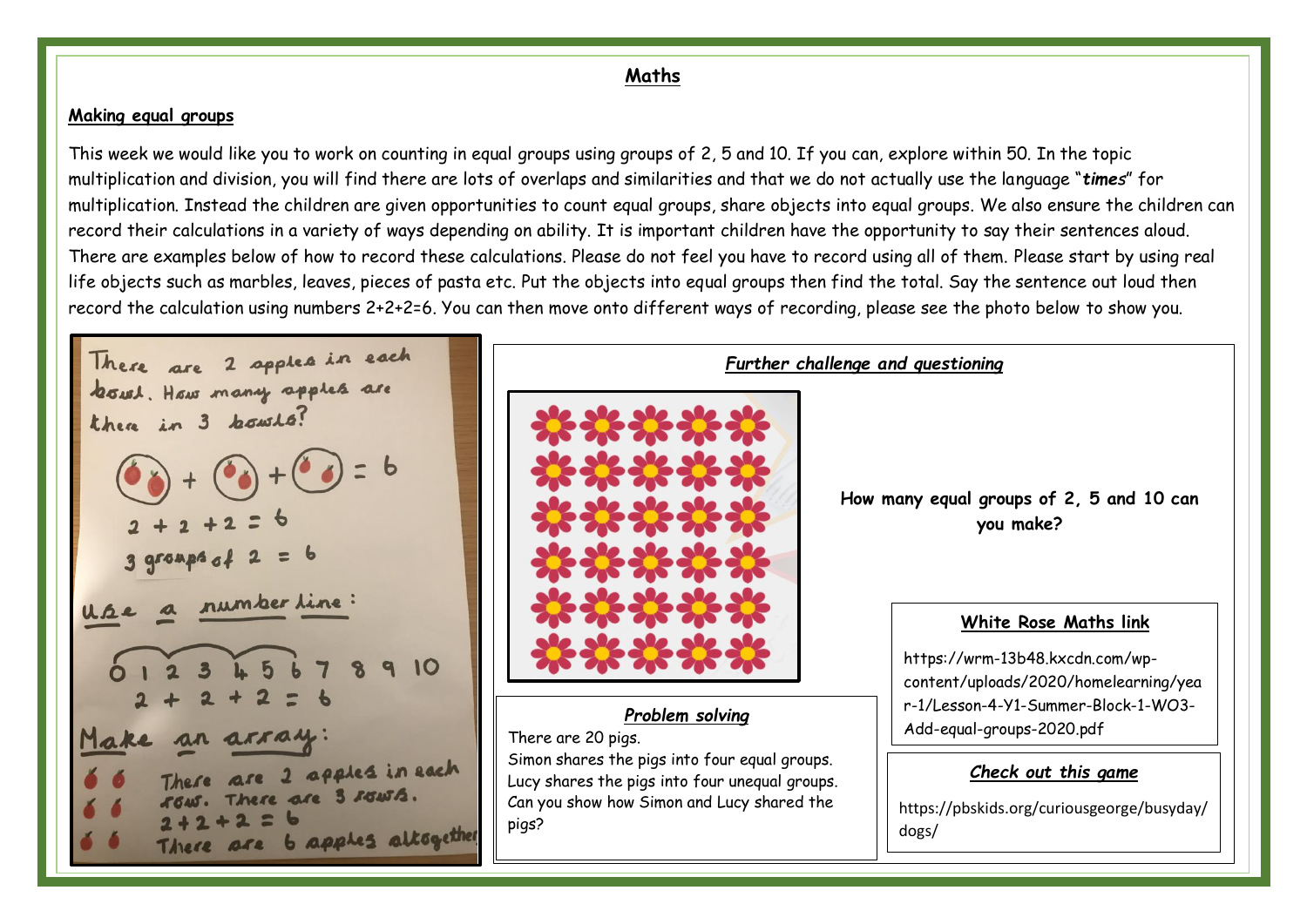## Maths

### Making equal groups

This week we would like you to work on counting in equal groups using groups of 2, 5 and 10. If you can, explore within 50. In the topic multiplication and division, you will find there are lots of overlaps and similarities and that we do not actually use the language "***times***" for multiplication. Instead the children are given opportunities to count equal groups, share objects into equal groups. We also ensure the children can record their calculations in a variety of ways depending on ability. It is important children have the opportunity to say their sentences aloud. There are examples below of how to record these calculations. Please do not feel you have to record using all of them. Please start by using real life objects such as marbles, leaves, pieces of pasta etc. Put the objects into equal groups then find the total. Say the sentence out loud then record the calculation using numbers 2+2+2=6. You can then move onto different ways of recording, please see the photo below to show you.

There are 2 apples in each bowl. How many apples are there in 3 bowls?

$2 + 2 + 2 = 6$

3 groups of 2 = 6

Use a number line:

0 1 2 3 4 5 6 7 8 9 10

$2 + 2 + 2 = 6$

Make an array:

There are 2 apples in each row. There are 3 rows.

$2 + 2 + 2 = 6$

There are 6 apples altogether

### *Further challenge and questioning*

**How many equal groups of 2, 5 and 10 can you make?**

### *Problem solving*

There are 20 pigs.
Simon shares the pigs into four equal groups.
Lucy shares the pigs into four unequal groups.
Can you show how Simon and Lucy shared the pigs?

### White Rose Maths link

https://wrm-13b48.kxcdn.com/wp-content/uploads/2020/homelearning/year-1/Lesson-4-Y1-Summer-Block-1-WO3-Add-equal-groups-2020.pdf

### *Check out this game*

https://pbskids.org/curiousgeorge/busyday/dogs/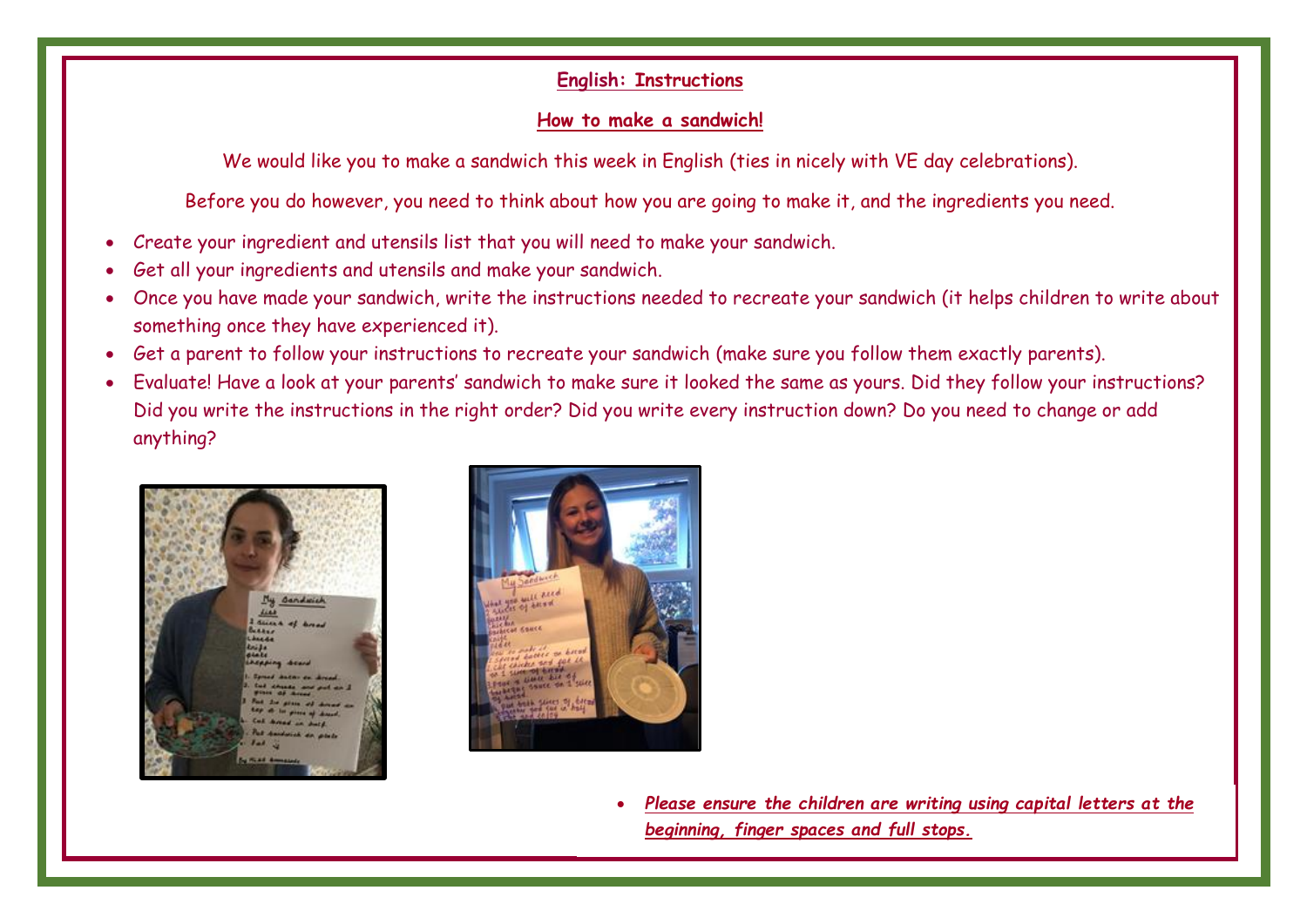## English: Instructions

### How to make a sandwich!

We would like you to make a sandwich this week in English (ties in nicely with VE day celebrations).

Before you do however, you need to think about how you are going to make it, and the ingredients you need.

- Create your ingredient and utensils list that you will need to make your sandwich.
- Get all your ingredients and utensils and make your sandwich.
- Once you have made your sandwich, write the instructions needed to recreate your sandwich (it helps children to write about something once they have experienced it).
- Get a parent to follow your instructions to recreate your sandwich (make sure you follow them exactly parents).
- Evaluate! Have a look at your parents' sandwich to make sure it looked the same as yours. Did they follow your instructions? Did you write the instructions in the right order? Did you write every instruction down? Do you need to change or add anything?

- ***Please ensure the children are writing using capital letters at the beginning, finger spaces and full stops.***